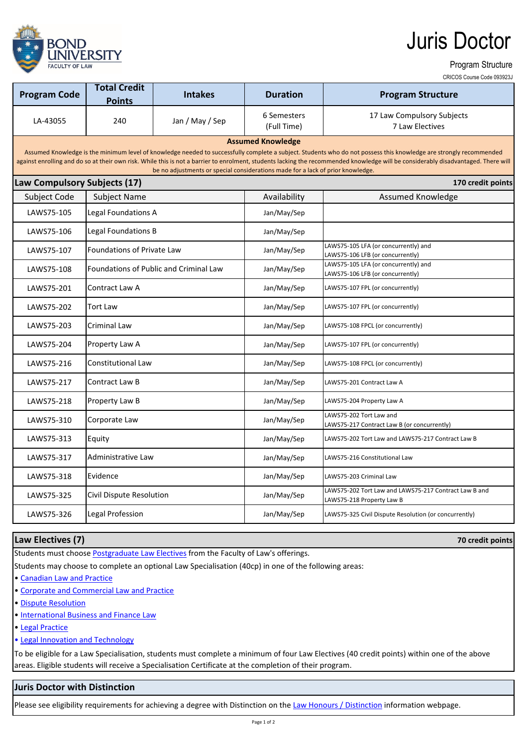# Juris Doctor

Program Structure

CRICOS Course Code 093923J

| Program Code | Total Credit Points | Intakes | Duration | Program Structure |
| --- | --- | --- | --- | --- |
| LA-43055 | 240 | Jan / May / Sep | 6 Semesters (Full Time) | 17 Law Compulsory Subjects<br>7 Law Electives |

**Assumed Knowledge**

Assumed Knowledge is the minimum level of knowledge needed to successfully complete a subject. Students who do not possess this knowledge are strongly recommended against enrolling and do so at their own risk. While this is not a barrier to enrolment, students lacking the recommended knowledge will be considerably disadvantaged. There will be no adjustments or special considerations made for a lack of prior knowledge.

## Law Compulsory Subjects (17)

**170 credit points**

| Subject Code | Subject Name | Availability | Assumed Knowledge |
| --- | --- | --- | --- |
| LAWS75-105 | Legal Foundations A | Jan/May/Sep | |
| LAWS75-106 | Legal Foundations B | Jan/May/Sep | |
| LAWS75-107 | Foundations of Private Law | Jan/May/Sep | LAWS75-105 LFA (or concurrently) and LAWS75-106 LFB (or concurrently) |
| LAWS75-108 | Foundations of Public and Criminal Law | Jan/May/Sep | LAWS75-105 LFA (or concurrently) and LAWS75-106 LFB (or concurrently) |
| LAWS75-201 | Contract Law A | Jan/May/Sep | LAWS75-107 FPL (or concurrently) |
| LAWS75-202 | Tort Law | Jan/May/Sep | LAWS75-107 FPL (or concurrently) |
| LAWS75-203 | Criminal Law | Jan/May/Sep | LAWS75-108 FPCL (or concurrently) |
| LAWS75-204 | Property Law A | Jan/May/Sep | LAWS75-107 FPL (or concurrently) |
| LAWS75-216 | Constitutional Law | Jan/May/Sep | LAWS75-108 FPCL (or concurrently) |
| LAWS75-217 | Contract Law B | Jan/May/Sep | LAWS75-201 Contract Law A |
| LAWS75-218 | Property Law B | Jan/May/Sep | LAWS75-204 Property Law A |
| LAWS75-310 | Corporate Law | Jan/May/Sep | LAWS75-202 Tort Law and LAWS75-217 Contract Law B (or concurrently) |
| LAWS75-313 | Equity | Jan/May/Sep | LAWS75-202 Tort Law and LAWS75-217 Contract Law B |
| LAWS75-317 | Administrative Law | Jan/May/Sep | LAWS75-216 Constitutional Law |
| LAWS75-318 | Evidence | Jan/May/Sep | LAWS75-203 Criminal Law |
| LAWS75-325 | Civil Dispute Resolution | Jan/May/Sep | LAWS75-202 Tort Law and LAWS75-217 Contract Law B and LAWS75-218 Property Law B |
| LAWS75-326 | Legal Profession | Jan/May/Sep | LAWS75-325 Civil Dispute Resolution (or concurrently) |

## Law Electives (7)

**70 credit points**

Students must choose Postgraduate Law Electives from the Faculty of Law's offerings.

Students may choose to complete an optional Law Specialisation (40cp) in one of the following areas:

- Canadian Law and Practice
- Corporate and Commercial Law and Practice
- Dispute Resolution
- International Business and Finance Law
- Legal Practice
- Legal Innovation and Technology

To be eligible for a Law Specialisation, students must complete a minimum of four Law Electives (40 credit points) within one of the above areas. Eligible students will receive a Specialisation Certificate at the completion of their program.

## Juris Doctor with Distinction

Please see eligibility requirements for achieving a degree with Distinction on the Law Honours / Distinction information webpage.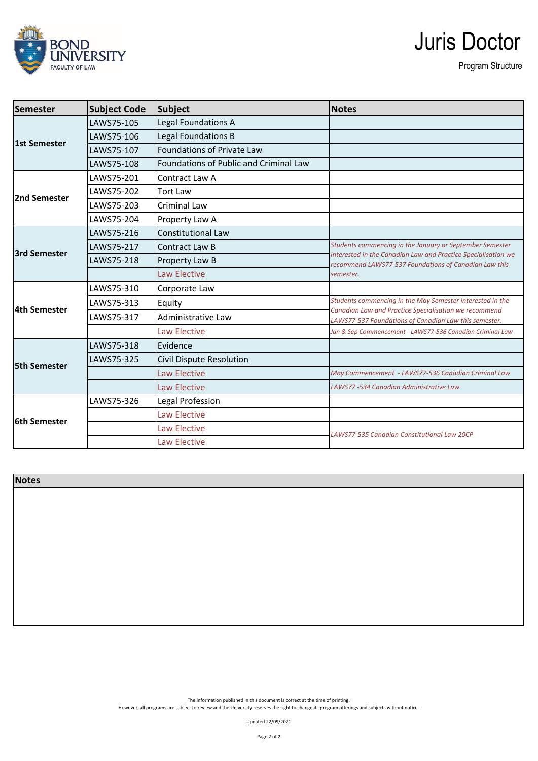BOND UNIVERSITY
FACULTY OF LAW

# Juris Doctor

Program Structure

| Semester | Subject Code | Subject | Notes |
|---|---|---|---|
| 1st Semester | LAWS75-105 | Legal Foundations A | |
| | LAWS75-106 | Legal Foundations B | |
| | LAWS75-107 | Foundations of Private Law | |
| | LAWS75-108 | Foundations of Public and Criminal Law | |
| 2nd Semester | LAWS75-201 | Contract Law A | |
| | LAWS75-202 | Tort Law | |
| | LAWS75-203 | Criminal Law | |
| | LAWS75-204 | Property Law A | |
| 3rd Semester | LAWS75-216 | Constitutional Law | |
| | LAWS75-217 | Contract Law B | *Students commencing in the January or September Semester interested in the Canadian Law and Practice Specialisation we recommend LAWS77-537 Foundations of Canadian Law this semester.* |
| | LAWS75-218 | Property Law B | |
| | | Law Elective | |
| 4th Semester | LAWS75-310 | Corporate Law | |
| | LAWS75-313 | Equity | *Students commencing in the May Semester interested in the Canadian Law and Practice Specialisation we recommend LAWS77-537 Foundations of Canadian Law this semester.* |
| | LAWS75-317 | Administrative Law | |
| | | Law Elective | *Jan & Sep Commencement - LAWS77-536 Canadian Criminal Law* |
| 5th Semester | LAWS75-318 | Evidence | |
| | LAWS75-325 | Civil Dispute Resolution | |
| | | Law Elective | *May Commencement - LAWS77-536 Canadian Criminal Law* |
| | | Law Elective | *LAWS77 -534 Canadian Administrative Law* |
| 6th Semester | LAWS75-326 | Legal Profession | |
| | | Law Elective | |
| | | Law Elective | *LAWS77-535 Canadian Constitutional Law 20CP* |
| | | Law Elective | |

## Notes

The information published in this document is correct at the time of printing.
However, all programs are subject to review and the University reserves the right to change its program offerings and subjects without notice.

Updated 22/09/2021